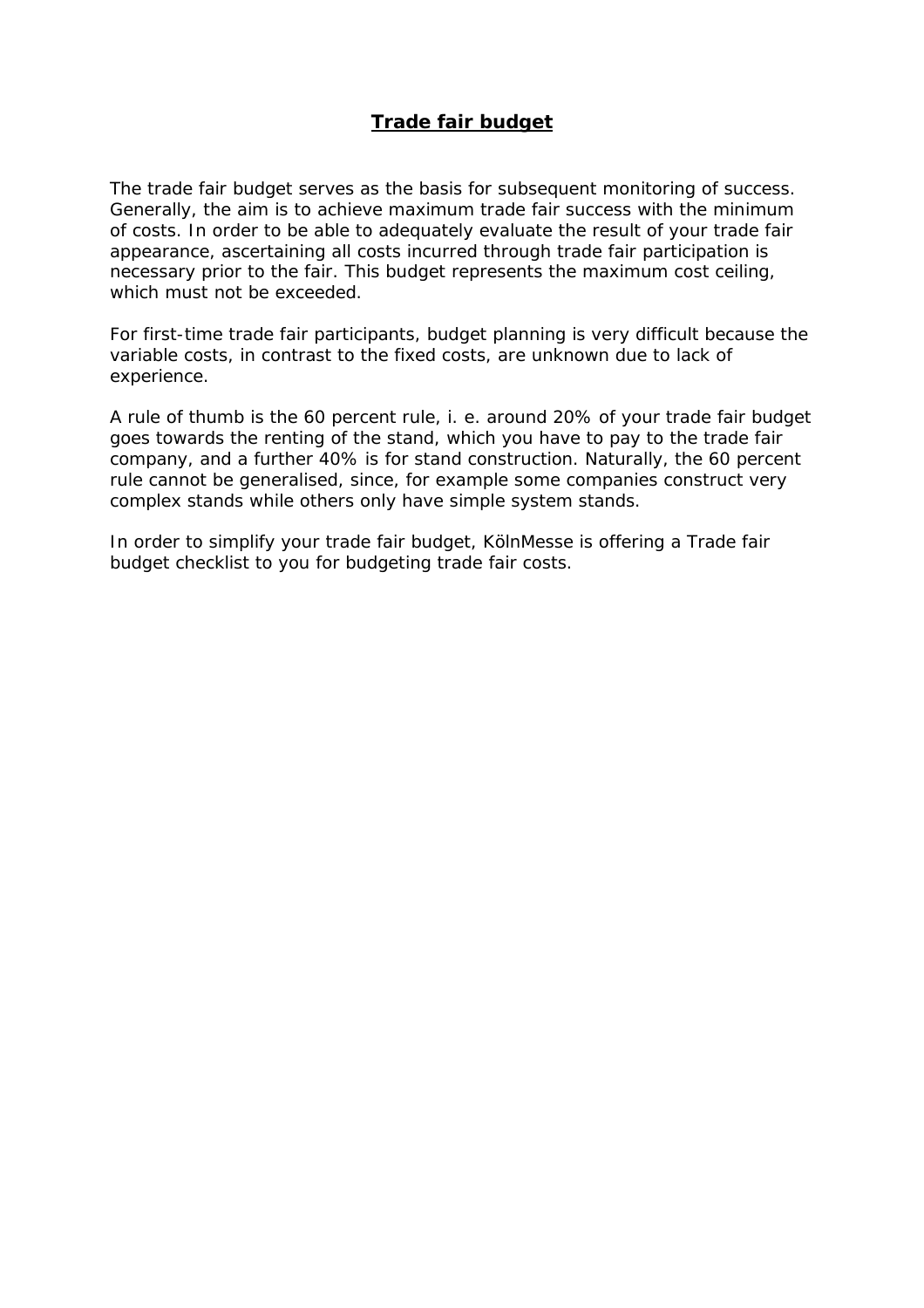# Trade fair budget

The trade fair budget serves as the basis for subsequent monitoring of success. Generally, the aim is to achieve maximum trade fair success with the minimum of costs. In order to be able to adequately evaluate the result of your trade fair appearance, ascertaining all costs incurred through trade fair participation is necessary prior to the fair. This budget represents the maximum cost ceiling, which must not be exceeded.

For first-time trade fair participants, budget planning is very difficult because the variable costs, in contrast to the fixed costs, are unknown due to lack of experience.

A rule of thumb is the 60 percent rule, i. e. around 20% of your trade fair budget goes towards the renting of the stand, which you have to pay to the trade fair company, and a further 40% is for stand construction. Naturally, the 60 percent rule cannot be generalised, since, for example some companies construct very complex stands while others only have simple system stands.

In order to simplify your trade fair budget, KölnMesse is offering a Trade fair budget checklist to you for budgeting trade fair costs.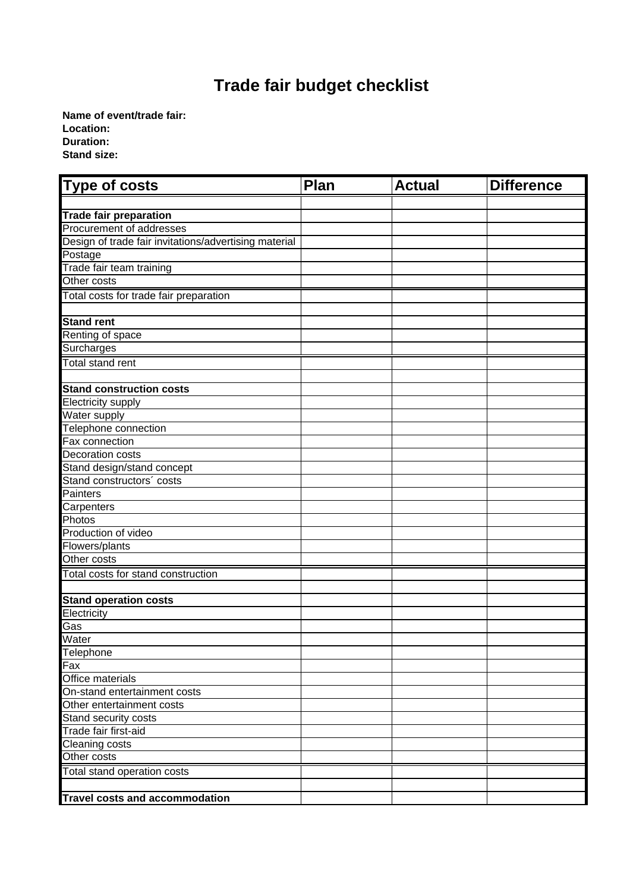# Trade fair budget checklist

**Name of event/trade fair:**
**Location:**
**Duration:**
**Stand size:**

| Type of costs | Plan | Actual | Difference |
|---|---|---|---|
| | | | |
| **Trade fair preparation** | | | |
| Procurement of addresses | | | |
| Design of trade fair invitations/advertising material | | | |
| Postage | | | |
| Trade fair team training | | | |
| Other costs | | | |
| Total costs for trade fair preparation | | | |
| | | | |
| **Stand rent** | | | |
| Renting of space | | | |
| Surcharges | | | |
| Total stand rent | | | |
| | | | |
| **Stand construction costs** | | | |
| Electricity supply | | | |
| Water supply | | | |
| Telephone connection | | | |
| Fax connection | | | |
| Decoration costs | | | |
| Stand design/stand concept | | | |
| Stand constructors´ costs | | | |
| Painters | | | |
| Carpenters | | | |
| Photos | | | |
| Production of video | | | |
| Flowers/plants | | | |
| Other costs | | | |
| Total costs for stand construction | | | |
| | | | |
| **Stand operation costs** | | | |
| Electricity | | | |
| Gas | | | |
| Water | | | |
| Telephone | | | |
| Fax | | | |
| Office materials | | | |
| On-stand entertainment costs | | | |
| Other entertainment costs | | | |
| Stand security costs | | | |
| Trade fair first-aid | | | |
| Cleaning costs | | | |
| Other costs | | | |
| Total stand operation costs | | | |
| | | | |
| **Travel costs and accommodation** | | | |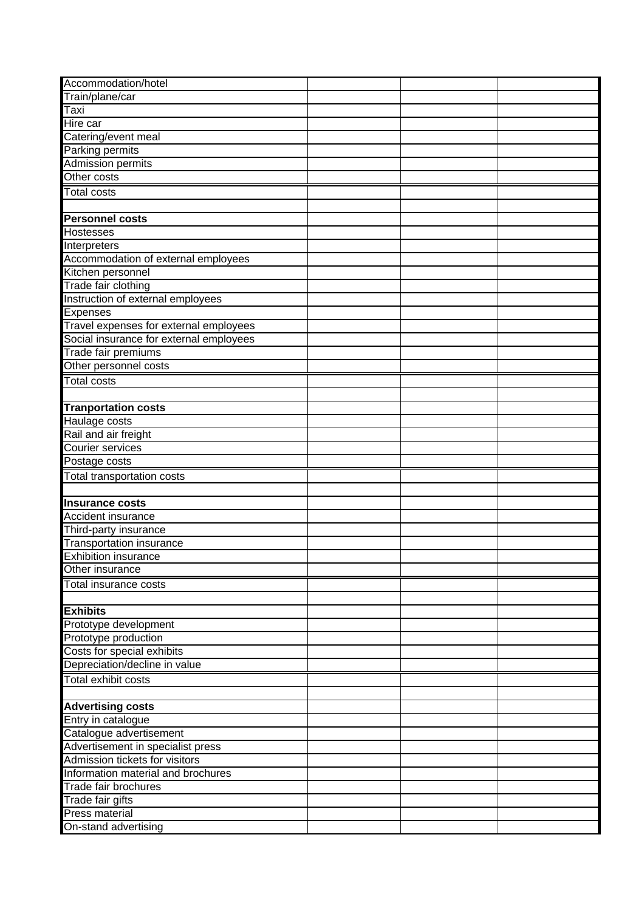| | | | |
|---|---|---|---|
| Accommodation/hotel | | | |
| Train/plane/car | | | |
| Taxi | | | |
| Hire car | | | |
| Catering/event meal | | | |
| Parking permits | | | |
| Admission permits | | | |
| Other costs | | | |
| Total costs | | | |
| | | | |
| **Personnel costs** | | | |
| Hostesses | | | |
| Interpreters | | | |
| Accommodation of external employees | | | |
| Kitchen personnel | | | |
| Trade fair clothing | | | |
| Instruction of external employees | | | |
| Expenses | | | |
| Travel expenses for external employees | | | |
| Social insurance for external employees | | | |
| Trade fair premiums | | | |
| Other personnel costs | | | |
| Total costs | | | |
| | | | |
| **Tranportation costs** | | | |
| Haulage costs | | | |
| Rail and air freight | | | |
| Courier services | | | |
| Postage costs | | | |
| Total transportation costs | | | |
| | | | |
| **Insurance costs** | | | |
| Accident insurance | | | |
| Third-party insurance | | | |
| Transportation insurance | | | |
| Exhibition insurance | | | |
| Other insurance | | | |
| Total insurance costs | | | |
| | | | |
| **Exhibits** | | | |
| Prototype development | | | |
| Prototype production | | | |
| Costs for special exhibits | | | |
| Depreciation/decline in value | | | |
| Total exhibit costs | | | |
| | | | |
| **Advertising costs** | | | |
| Entry in catalogue | | | |
| Catalogue advertisement | | | |
| Advertisement in specialist press | | | |
| Admission tickets for visitors | | | |
| Information material and brochures | | | |
| Trade fair brochures | | | |
| Trade fair gifts | | | |
| Press material | | | |
| On-stand advertising | | | |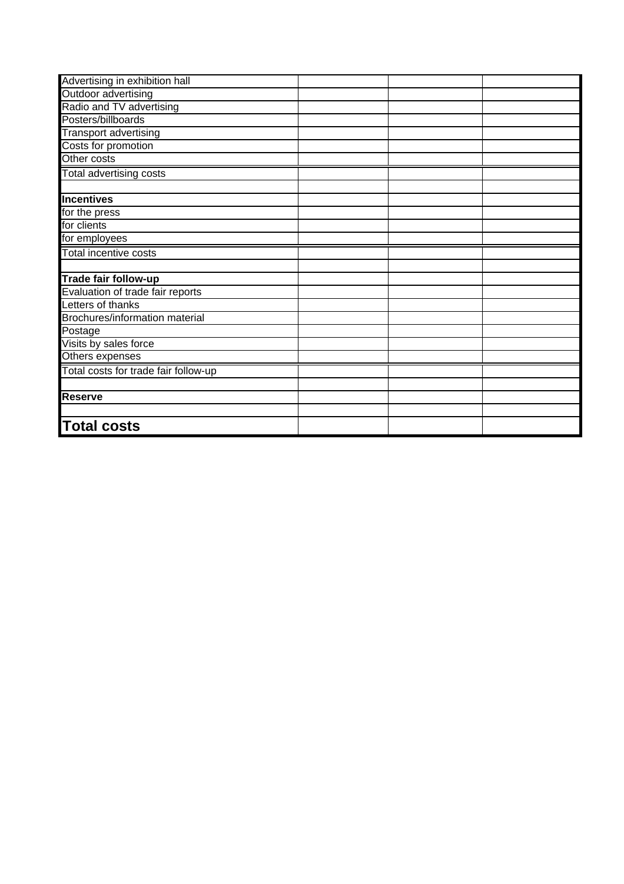| | | | |
|---|---|---|---|
| Advertising in exhibition hall | | | |
| Outdoor advertising | | | |
| Radio and TV advertising | | | |
| Posters/billboards | | | |
| Transport advertising | | | |
| Costs for promotion | | | |
| Other costs | | | |
| Total advertising costs | | | |
| | | | |
| **Incentives** | | | |
| for the press | | | |
| for clients | | | |
| for employees | | | |
| Total incentive costs | | | |
| | | | |
| **Trade fair follow-up** | | | |
| Evaluation of trade fair reports | | | |
| Letters of thanks | | | |
| Brochures/information material | | | |
| Postage | | | |
| Visits by sales force | | | |
| Others expenses | | | |
| Total costs for trade fair follow-up | | | |
| | | | |
| **Reserve** | | | |
| | | | |
| **Total costs** | | | |